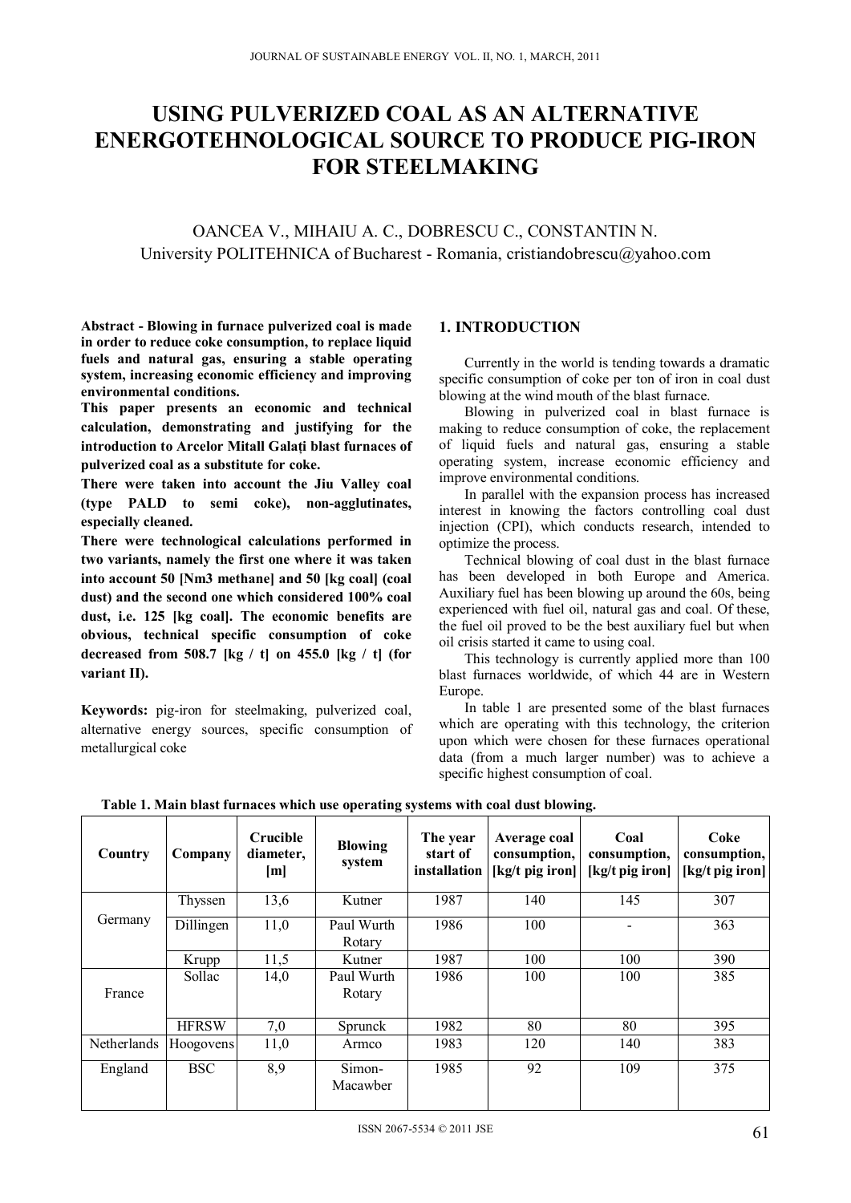# USING PULVERIZED COAL AS AN ALTERNATIVE ENERGOTEHNOLOGICAL SOURCE TO PRODUCE PIG-IRON FOR STEELMAKING

OANCEA V., MIHAIU A. C., DOBRESCU C., CONSTANTIN N.
University POLITEHNICA of Bucharest - Romania, cristiandobrescu@yahoo.com

**Abstract - Blowing in furnace pulverized coal is made in order to reduce coke consumption, to replace liquid fuels and natural gas, ensuring a stable operating system, increasing economic efficiency and improving environmental conditions.**

**This paper presents an economic and technical calculation, demonstrating and justifying for the introduction to Arcelor Mitall Galați blast furnaces of pulverized coal as a substitute for coke.**

**There were taken into account the Jiu Valley coal (type PALD to semi coke), non-agglutinates, especially cleaned.**

**There were technological calculations performed in two variants, namely the first one where it was taken into account 50 [Nm3 methane] and 50 [kg coal] (coal dust) and the second one which considered 100% coal dust, i.e. 125 [kg coal]. The economic benefits are obvious, technical specific consumption of coke decreased from 508.7 [kg / t] on 455.0 [kg / t] (for variant II).**

**Keywords:** pig-iron for steelmaking, pulverized coal, alternative energy sources, specific consumption of metallurgical coke

## 1. INTRODUCTION

Currently in the world is tending towards a dramatic specific consumption of coke per ton of iron in coal dust blowing at the wind mouth of the blast furnace.

Blowing in pulverized coal in blast furnace is making to reduce consumption of coke, the replacement of liquid fuels and natural gas, ensuring a stable operating system, increase economic efficiency and improve environmental conditions.

In parallel with the expansion process has increased interest in knowing the factors controlling coal dust injection (CPI), which conducts research, intended to optimize the process.

Technical blowing of coal dust in the blast furnace has been developed in both Europe and America. Auxiliary fuel has been blowing up around the 60s, being experienced with fuel oil, natural gas and coal. Of these, the fuel oil proved to be the best auxiliary fuel but when oil crisis started it came to using coal.

This technology is currently applied more than 100 blast furnaces worldwide, of which 44 are in Western Europe.

In table 1 are presented some of the blast furnaces which are operating with this technology, the criterion upon which were chosen for these furnaces operational data (from a much larger number) was to achieve a specific highest consumption of coal.

**Table 1. Main blast furnaces which use operating systems with coal dust blowing.**

| Country | Company | Crucible diameter, [m] | Blowing system | The year start of installation | Average coal consumption, [kg/t pig iron] | Coal consumption, [kg/t pig iron] | Coke consumption, [kg/t pig iron] |
|---|---|---|---|---|---|---|---|
| Germany | Thyssen | 13,6 | Kutner | 1987 | 140 | 145 | 307 |
| | Dillingen | 11,0 | Paul Wurth Rotary | 1986 | 100 | - | 363 |
| | Krupp | 11,5 | Kutner | 1987 | 100 | 100 | 390 |
| France | Sollac | 14,0 | Paul Wurth Rotary | 1986 | 100 | 100 | 385 |
| | HFRSW | 7,0 | Sprunck | 1982 | 80 | 80 | 395 |
| Netherlands | Hoogovens | 11,0 | Armco | 1983 | 120 | 140 | 383 |
| England | BSC | 8,9 | Simon-Macawber | 1985 | 92 | 109 | 375 |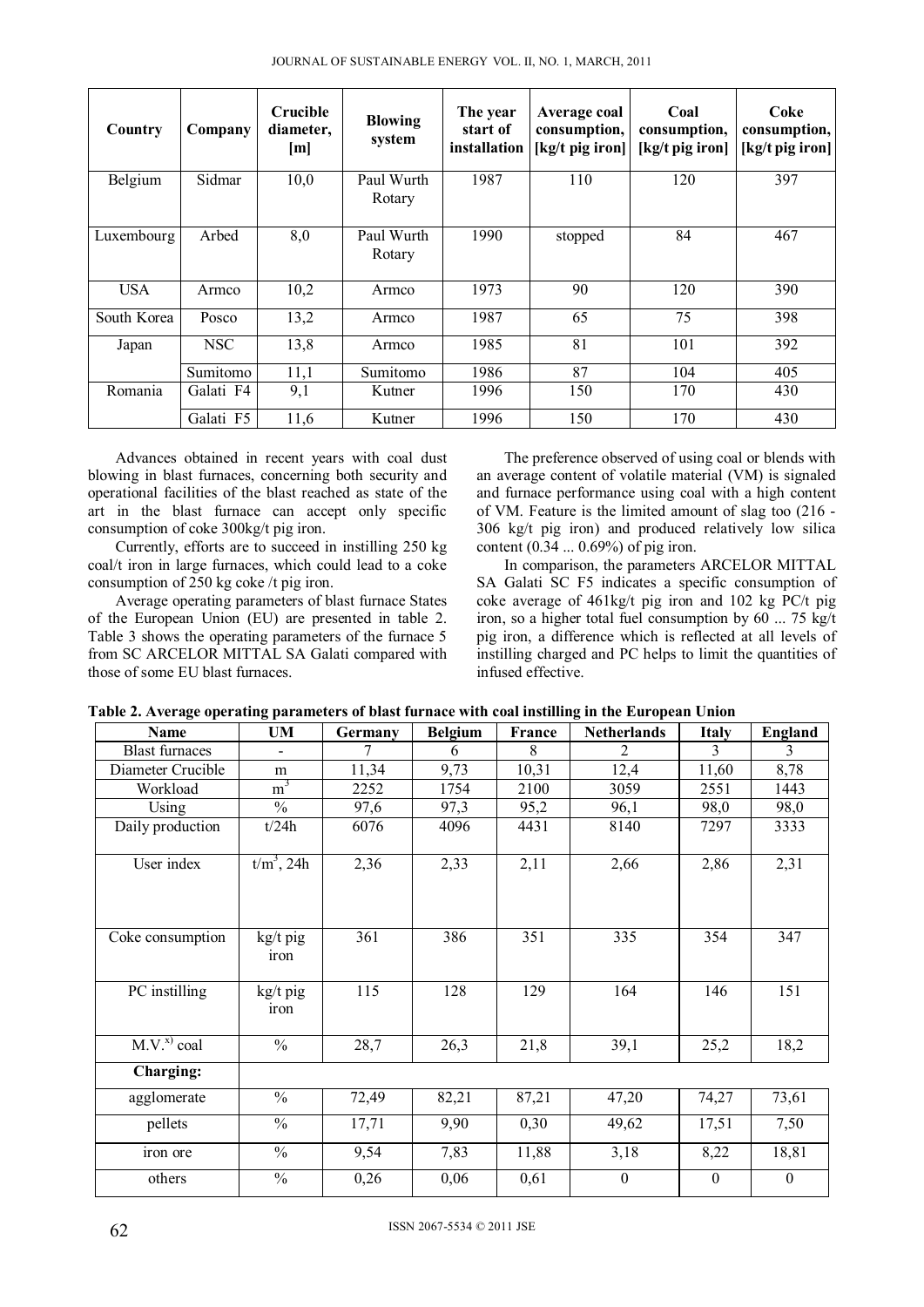| Country | Company | Crucible diameter, [m] | Blowing system | The year start of installation | Average coal consumption, [kg/t pig iron] | Coal consumption, [kg/t pig iron] | Coke consumption, [kg/t pig iron] |
|---|---|---|---|---|---|---|---|
| Belgium | Sidmar | 10,0 | Paul Wurth Rotary | 1987 | 110 | 120 | 397 |
| Luxembourg | Arbed | 8,0 | Paul Wurth Rotary | 1990 | stopped | 84 | 467 |
| USA | Armco | 10,2 | Armco | 1973 | 90 | 120 | 390 |
| South Korea | Posco | 13,2 | Armco | 1987 | 65 | 75 | 398 |
| Japan | NSC | 13,8 | Armco | 1985 | 81 | 101 | 392 |
| | Sumitomo | 11,1 | Sumitomo | 1986 | 87 | 104 | 405 |
| Romania | Galati F4 | 9,1 | Kutner | 1996 | 150 | 170 | 430 |
| | Galati F5 | 11,6 | Kutner | 1996 | 150 | 170 | 430 |

Advances obtained in recent years with coal dust blowing in blast furnaces, concerning both security and operational facilities of the blast reached as state of the art in the blast furnace can accept only specific consumption of coke 300kg/t pig iron.

Currently, efforts are to succeed in instilling 250 kg coal/t iron in large furnaces, which could lead to a coke consumption of 250 kg coke /t pig iron.

Average operating parameters of blast furnace States of the European Union (EU) are presented in table 2. Table 3 shows the operating parameters of the furnace 5 from SC ARCELOR MITTAL SA Galati compared with those of some EU blast furnaces.

The preference observed of using coal or blends with an average content of volatile material (VM) is signaled and furnace performance using coal with a high content of VM. Feature is the limited amount of slag too (216 - 306 kg/t pig iron) and produced relatively low silica content (0.34 ... 0.69%) of pig iron.

In comparison, the parameters ARCELOR MITTAL SA Galati SC F5 indicates a specific consumption of coke average of 461kg/t pig iron and 102 kg PC/t pig iron, so a higher total fuel consumption by 60 ... 75 kg/t pig iron, a difference which is reflected at all levels of instilling charged and PC helps to limit the quantities of infused effective.

**Table 2. Average operating parameters of blast furnace with coal instilling in the European Union**

| Name | UM | Germany | Belgium | France | Netherlands | Italy | England |
|---|---|---|---|---|---|---|---|
| Blast furnaces | - | 7 | 6 | 8 | 2 | 3 | 3 |
| Diameter Crucible | m | 11,34 | 9,73 | 10,31 | 12,4 | 11,60 | 8,78 |
| Workload | $m^3$ | 2252 | 1754 | 2100 | 3059 | 2551 | 1443 |
| Using | % | 97,6 | 97,3 | 95,2 | 96,1 | 98,0 | 98,0 |
| Daily production | t/24h | 6076 | 4096 | 4431 | 8140 | 7297 | 3333 |
| User index | $t/m^3$, 24h | 2,36 | 2,33 | 2,11 | 2,66 | 2,86 | 2,31 |
| Coke consumption | kg/t pig iron | 361 | 386 | 351 | 335 | 354 | 347 |
| PC instilling | kg/t pig iron | 115 | 128 | 129 | 164 | 146 | 151 |
| M.V.[x)] coal | % | 28,7 | 26,3 | 21,8 | 39,1 | 25,2 | 18,2 |
| **Charging:** | | | | | | | |
| agglomerate | % | 72,49 | 82,21 | 87,21 | 47,20 | 74,27 | 73,61 |
| pellets | % | 17,71 | 9,90 | 0,30 | 49,62 | 17,51 | 7,50 |
| iron ore | % | 9,54 | 7,83 | 11,88 | 3,18 | 8,22 | 18,81 |
| others | % | 0,26 | 0,06 | 0,61 | 0 | 0 | 0 |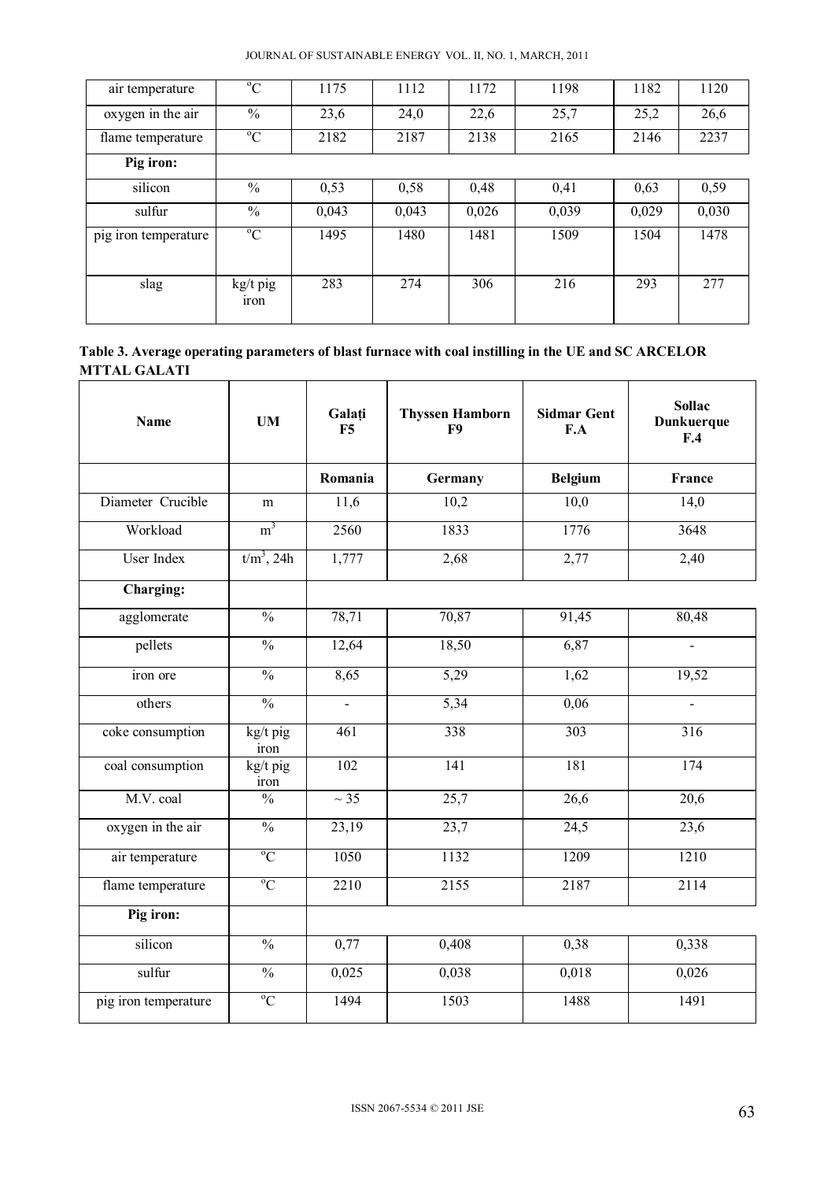| air temperature | $^oC$ | 1175 | 1112 | 1172 | 1198 | 1182 | 1120 |
|---|---|---|---|---|---|---|---|
| oxygen in the air | % | 23,6 | 24,0 | 22,6 | 25,7 | 25,2 | 26,6 |
| flame temperature | $^oC$ | 2182 | 2187 | 2138 | 2165 | 2146 | 2237 |
| **Pig iron:** | | | | | | | |
| silicon | % | 0,53 | 0,58 | 0,48 | 0,41 | 0,63 | 0,59 |
| sulfur | % | 0,043 | 0,043 | 0,026 | 0,039 | 0,029 | 0,030 |
| pig iron temperature | $^oC$ | 1495 | 1480 | 1481 | 1509 | 1504 | 1478 |
| slag | kg/t pig iron | 283 | 274 | 306 | 216 | 293 | 277 |

**Table 3. Average operating parameters of blast furnace with coal instilling in the UE and SC ARCELOR MTTAL GALATI**

| Name | UM | Galați F5 | Thyssen Hamborn F9 | Sidmar Gent F.A | Sollac Dunkuerque F.4 |
|---|---|---|---|---|---|
| | | **Romania** | **Germany** | **Belgium** | **France** |
| Diameter Crucible | m | 11,6 | 10,2 | 10,0 | 14,0 |
| Workload | $m^3$ | 2560 | 1833 | 1776 | 3648 |
| User Index | $t/m^3$, 24h | 1,777 | 2,68 | 2,77 | 2,40 |
| **Charging:** | | | | | |
| agglomerate | % | 78,71 | 70,87 | 91,45 | 80,48 |
| pellets | % | 12,64 | 18,50 | 6,87 | - |
| iron ore | % | 8,65 | 5,29 | 1,62 | 19,52 |
| others | % | - | 5,34 | 0,06 | - |
| coke consumption | kg/t pig iron | 461 | 338 | 303 | 316 |
| coal consumption | kg/t pig iron | 102 | 141 | 181 | 174 |
| M.V. coal | % | ~ 35 | 25,7 | 26,6 | 20,6 |
| oxygen in the air | % | 23,19 | 23,7 | 24,5 | 23,6 |
| air temperature | $^oC$ | 1050 | 1132 | 1209 | 1210 |
| flame temperature | $^oC$ | 2210 | 2155 | 2187 | 2114 |
| **Pig iron:** | | | | | |
| silicon | % | 0,77 | 0,408 | 0,38 | 0,338 |
| sulfur | % | 0,025 | 0,038 | 0,018 | 0,026 |
| pig iron temperature | $^oC$ | 1494 | 1503 | 1488 | 1491 |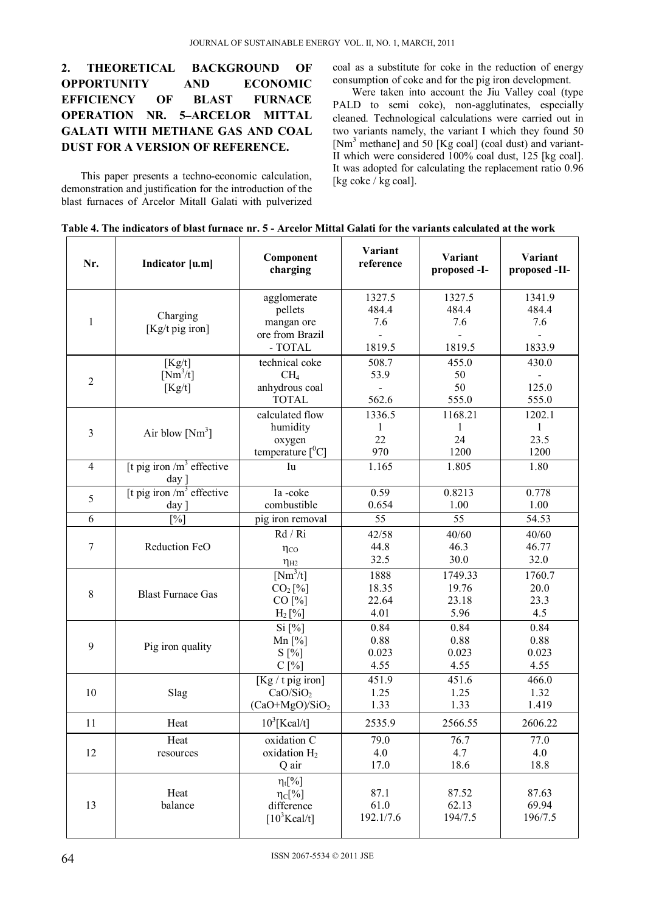## 2. THEORETICAL BACKGROUND OF OPPORTUNITY AND ECONOMIC EFFICIENCY OF BLAST FURNACE OPERATION NR. 5–ARCELOR MITTAL GALATI WITH METHANE GAS AND COAL DUST FOR A VERSION OF REFERENCE.

This paper presents a techno-economic calculation, demonstration and justification for the introduction of the blast furnaces of Arcelor Mitall Galati with pulverized coal as a substitute for coke in the reduction of energy consumption of coke and for the pig iron development.

Were taken into account the Jiu Valley coal (type PALD to semi coke), non-agglutinates, especially cleaned. Technological calculations were carried out in two variants namely, the variant I which they found 50 [$Nm^3$ methane] and 50 [Kg coal] (coal dust) and variant-II which were considered 100% coal dust, 125 [kg coal]. It was adopted for calculating the replacement ratio 0.96 [kg coke / kg coal].

**Table 4. The indicators of blast furnace nr. 5 - Arcelor Mittal Galati for the variants calculated at the work**

| Nr. | Indicator [u.m] | Component charging | Variant reference | Variant proposed -I- | Variant proposed -II- |
|---|---|---|---|---|---|
| 1 | Charging [Kg/t pig iron] | agglomerate<br>pellets<br>mangan ore<br>ore from Brazil<br>- TOTAL | 1327.5<br>484.4<br>7.6<br>-<br>1819.5 | 1327.5<br>484.4<br>7.6<br>-<br>1819.5 | 1341.9<br>484.4<br>7.6<br>-<br>1833.9 |
| 2 | [Kg/t]<br>[$Nm^3$/t]<br>[Kg/t] | technical coke<br>$CH_4$<br>anhydrous coal<br>TOTAL | 508.7<br>53.9<br>-<br>562.6 | 455.0<br>50<br>50<br>555.0 | 430.0<br>-<br>125.0<br>555.0 |
| 3 | Air blow [$Nm^3$] | calculated flow<br>humidity<br>oxygen<br>temperature [$^0C$] | 1336.5<br>1<br>22<br>970 | 1168.21<br>1<br>24<br>1200 | 1202.1<br>1<br>23.5<br>1200 |
| 4 | [t pig iron /$m^3$ effective day ] | Iu | 1.165 | 1.805 | 1.80 |
| 5 | [t pig iron /$m^3$ effective day ] | Ia -coke<br>combustible | 0.59<br>0.654 | 0.8213<br>1.00 | 0.778<br>1.00 |
| 6 | [%] | pig iron removal | 55 | 55 | 54.53 |
| 7 | Reduction FeO | Rd / Ri<br>$\eta_{CO}$<br>$\eta_{H2}$ | 42/58<br>44.8<br>32.5 | 40/60<br>46.3<br>30.0 | 40/60<br>46.77<br>32.0 |
| 8 | Blast Furnace Gas | [$Nm^3$/t]<br>$CO_2$ [%]<br>CO [%]<br>$H_2$ [%] | 1888<br>18.35<br>22.64<br>4.01 | 1749.33<br>19.76<br>23.18<br>5.96 | 1760.7<br>20.0<br>23.3<br>4.5 |
| 9 | Pig iron quality | Si [%]<br>Mn [%]<br>S [%]<br>C [%] | 0.84<br>0.88<br>0.023<br>4.55 | 0.84<br>0.88<br>0.023<br>4.55 | 0.84<br>0.88<br>0.023<br>4.55 |
| 10 | Slag | [Kg / t pig iron]<br>$CaO/SiO_2$<br>$(CaO+MgO)/SiO_2$ | 451.9<br>1.25<br>1.33 | 451.6<br>1.25<br>1.33 | 466.0<br>1.32<br>1.419 |
| 11 | Heat | $10^3$[Kcal/t] | 2535.9 | 2566.55 | 2606.22 |
| 12 | Heat resources | oxidation C<br>oxidation $H_2$<br>Q air | 79.0<br>4.0<br>17.0 | 76.7<br>4.7<br>18.6 | 77.0<br>4.0<br>18.8 |
| 13 | Heat balance | $\eta_t$[%]<br>$\eta_C$[%]<br>difference<br>[$10^3$Kcal/t] | 87.1<br>61.0<br>192.1/7.6 | 87.52<br>62.13<br>194/7.5 | 87.63<br>69.94<br>196/7.5 |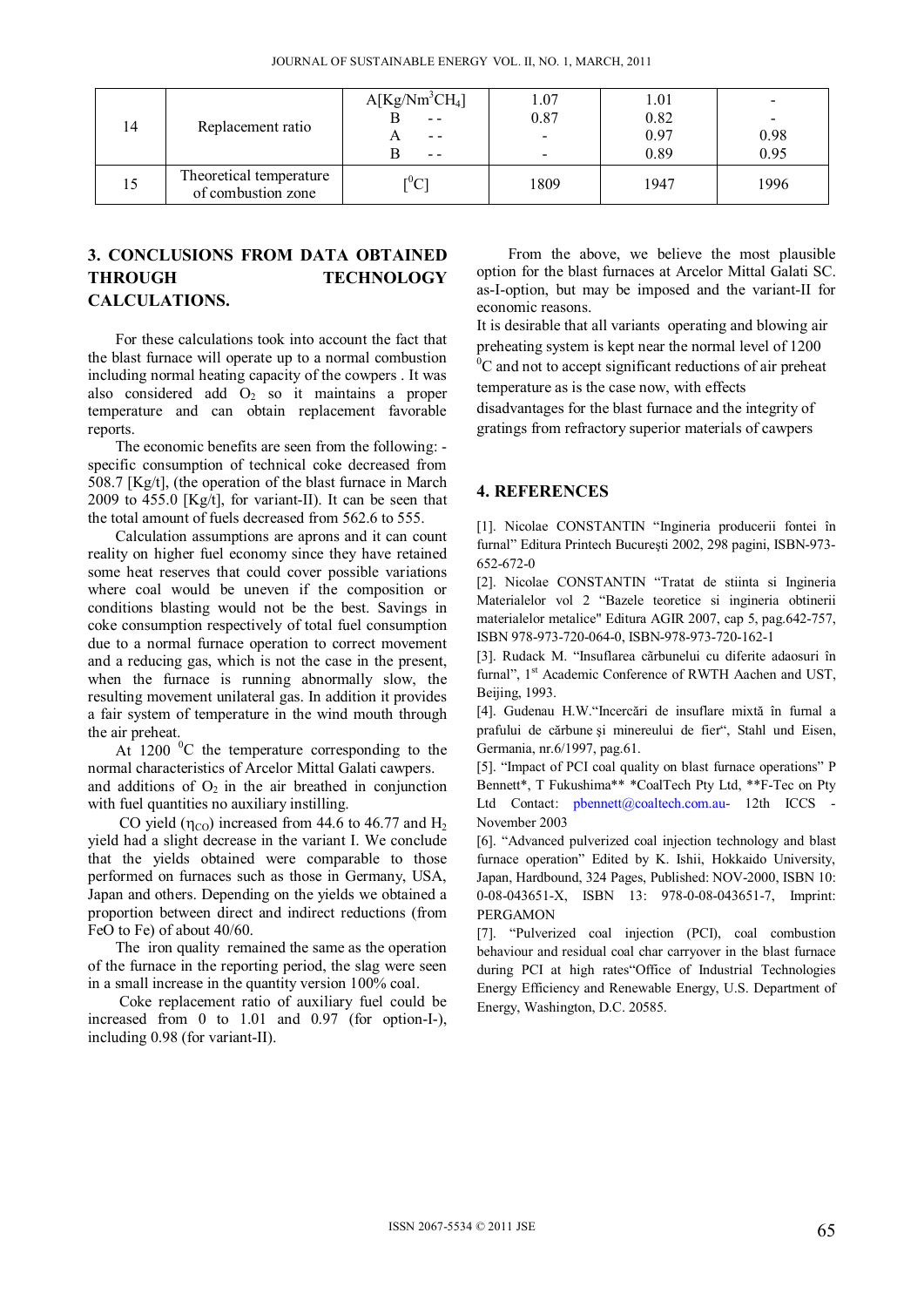| | | | | | |
|---|---|---|---|---|---|
| 14 | Replacement ratio | A[Kg/Nm$^3$CH$_4$]<br>B - -<br>A - -<br>B - - | 1.07<br>0.87<br>-<br>- | 1.01<br>0.82<br>0.97<br>0.89 | -<br>-<br>0.98<br>0.95 |
| 15 | Theoretical temperature of combustion zone | [$^0$C] | 1809 | 1947 | 1996 |

## 3. CONCLUSIONS FROM DATA OBTAINED THROUGH TECHNOLOGY CALCULATIONS.

For these calculations took into account the fact that the blast furnace will operate up to a normal combustion including normal heating capacity of the cowpers . It was also considered add $O_2$ so it maintains a proper temperature and can obtain replacement favorable reports.

The economic benefits are seen from the following: - specific consumption of technical coke decreased from 508.7 [Kg/t], (the operation of the blast furnace in March 2009 to 455.0 [Kg/t], for variant-II). It can be seen that the total amount of fuels decreased from 562.6 to 555.

Calculation assumptions are aprons and it can count reality on higher fuel economy since they have retained some heat reserves that could cover possible variations where coal would be uneven if the composition or conditions blasting would not be the best. Savings in coke consumption respectively of total fuel consumption due to a normal furnace operation to correct movement and a reducing gas, which is not the case in the present, when the furnace is running abnormally slow, the resulting movement unilateral gas. In addition it provides a fair system of temperature in the wind mouth through the air preheat.

At 1200 $^0$C the temperature corresponding to the normal characteristics of Arcelor Mittal Galati cawpers.

and additions of $O_2$ in the air breathed in conjunction with fuel quantities no auxiliary instilling.

CO yield ($\eta_{CO}$) increased from 44.6 to 46.77 and $H_2$ yield had a slight decrease in the variant I. We conclude that the yields obtained were comparable to those performed on furnaces such as those in Germany, USA, Japan and others. Depending on the yields we obtained a proportion between direct and indirect reductions (from FeO to Fe) of about 40/60.

The iron quality remained the same as the operation of the furnace in the reporting period, the slag were seen in a small increase in the quantity version 100% coal.

Coke replacement ratio of auxiliary fuel could be increased from 0 to 1.01 and 0.97 (for option-I-), including 0.98 (for variant-II).

From the above, we believe the most plausible option for the blast furnaces at Arcelor Mittal Galati SC. as-I-option, but may be imposed and the variant-II for economic reasons.

It is desirable that all variants operating and blowing air preheating system is kept near the normal level of 1200 $^0$C and not to accept significant reductions of air preheat temperature as is the case now, with effects disadvantages for the blast furnace and the integrity of gratings from refractory superior materials of cawpers

## 4. REFERENCES

[1]. Nicolae CONSTANTIN "Ingineria producerii fontei în furnal" Editura Printech Bucureşti 2002, 298 pagini, ISBN-973-652-672-0

[2]. Nicolae CONSTANTIN "Tratat de stiinta si Ingineria Materialelor vol 2 "Bazele teoretice si ingineria obtinerii materialelor metalice" Editura AGIR 2007, cap 5, pag.642-757, ISBN 978-973-720-064-0, ISBN-978-973-720-162-1

[3]. Rudack M. "Insuflarea cărbunelui cu diferite adaosuri în furnal", 1st Academic Conference of RWTH Aachen and UST, Beijing, 1993.

[4]. Gudenau H.W."Incercări de insuflare mixtă în furnal a prafului de cărbune şi minereului de fier", Stahl und Eisen, Germania, nr.6/1997, pag.61.

[5]. "Impact of PCI coal quality on blast furnace operations" P Bennett*, T Fukushima** *CoalTech Pty Ltd, **F-Tec on Pty Ltd Contact: pbennett@coaltech.com.au- 12th ICCS - November 2003

[6]. "Advanced pulverized coal injection technology and blast furnace operation" Edited by K. Ishii, Hokkaido University, Japan, Hardbound, 324 Pages, Published: NOV-2000, ISBN 10: 0-08-043651-X, ISBN 13: 978-0-08-043651-7, Imprint: PERGAMON

[7]. "Pulverized coal injection (PCI), coal combustion behaviour and residual coal char carryover in the blast furnace during PCI at high rates"Office of Industrial Technologies Energy Efficiency and Renewable Energy, U.S. Department of Energy, Washington, D.C. 20585.